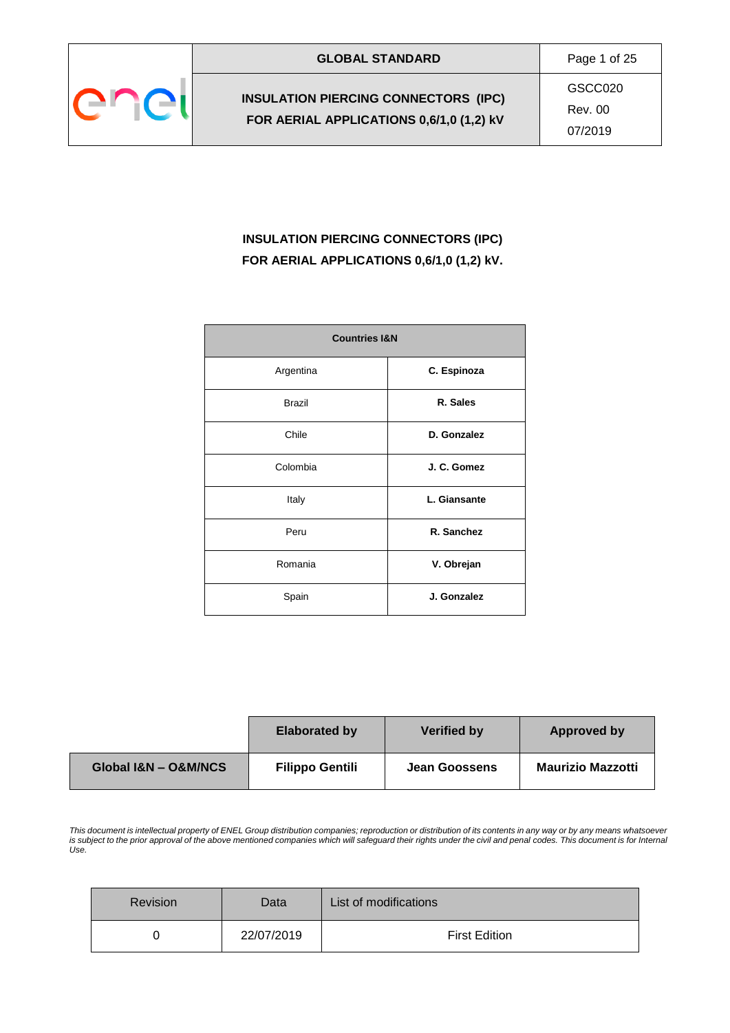# INSULATION PIERCING CONNECTORS (IPC) FOR AERIAL APPLICATIONS 0,6/1,0 (1,2) kV.

| Countries I&N | |
|---|---|
| Argentina | **C. Espinoza** |
| Brazil | **R. Sales** |
| Chile | **D. Gonzalez** |
| Colombia | **J. C. Gomez** |
| Italy | **L. Giansante** |
| Peru | **R. Sanchez** |
| Romania | **V. Obrejan** |
| Spain | **J. Gonzalez** |

| | Elaborated by | Verified by | Approved by |
|---|---|---|---|
| **Global I&N – O&M/NCS** | **Filippo Gentili** | **Jean Goossens** | **Maurizio Mazzotti** |

*This document is intellectual property of ENEL Group distribution companies; reproduction or distribution of its contents in any way or by any means whatsoever is subject to the prior approval of the above mentioned companies which will safeguard their rights under the civil and penal codes. This document is for Internal Use.*

| Revision | Data | List of modifications |
|---|---|---|
| 0 | 22/07/2019 | First Edition |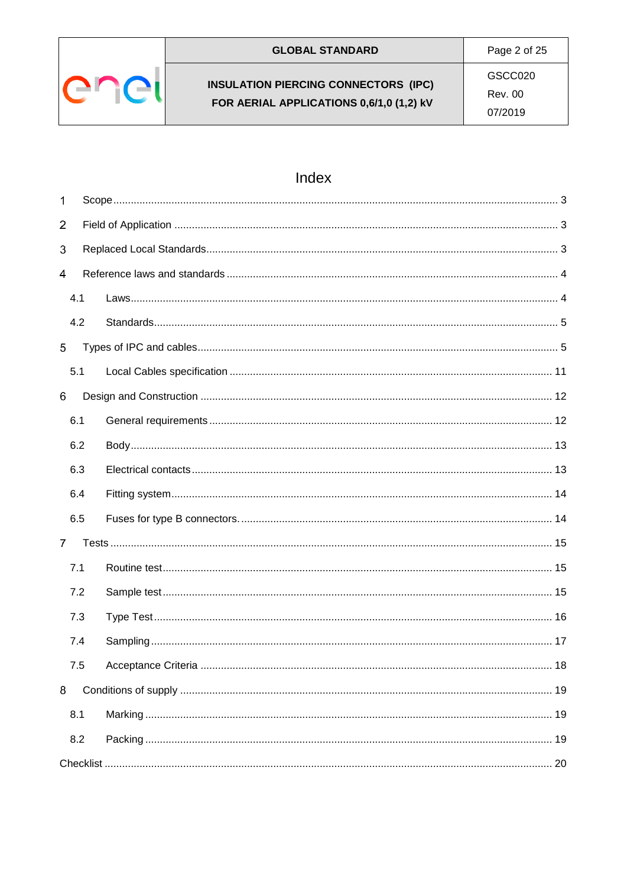# Index

1 Scope ..... 3

2 Field of Application ..... 3

3 Replaced Local Standards ..... 3

4 Reference laws and standards ..... 4

- 4.1 Laws ..... 4
- 4.2 Standards ..... 5

5 Types of IPC and cables ..... 5

- 5.1 Local Cables specification ..... 11

6 Design and Construction ..... 12

- 6.1 General requirements ..... 12
- 6.2 Body ..... 13
- 6.3 Electrical contacts ..... 13
- 6.4 Fitting system ..... 14
- 6.5 Fuses for type B connectors. ..... 14

7 Tests ..... 15

- 7.1 Routine test ..... 15
- 7.2 Sample test ..... 15
- 7.3 Type Test ..... 16
- 7.4 Sampling ..... 17
- 7.5 Acceptance Criteria ..... 18

8 Conditions of supply ..... 19

- 8.1 Marking ..... 19
- 8.2 Packing ..... 19

Checklist ..... 20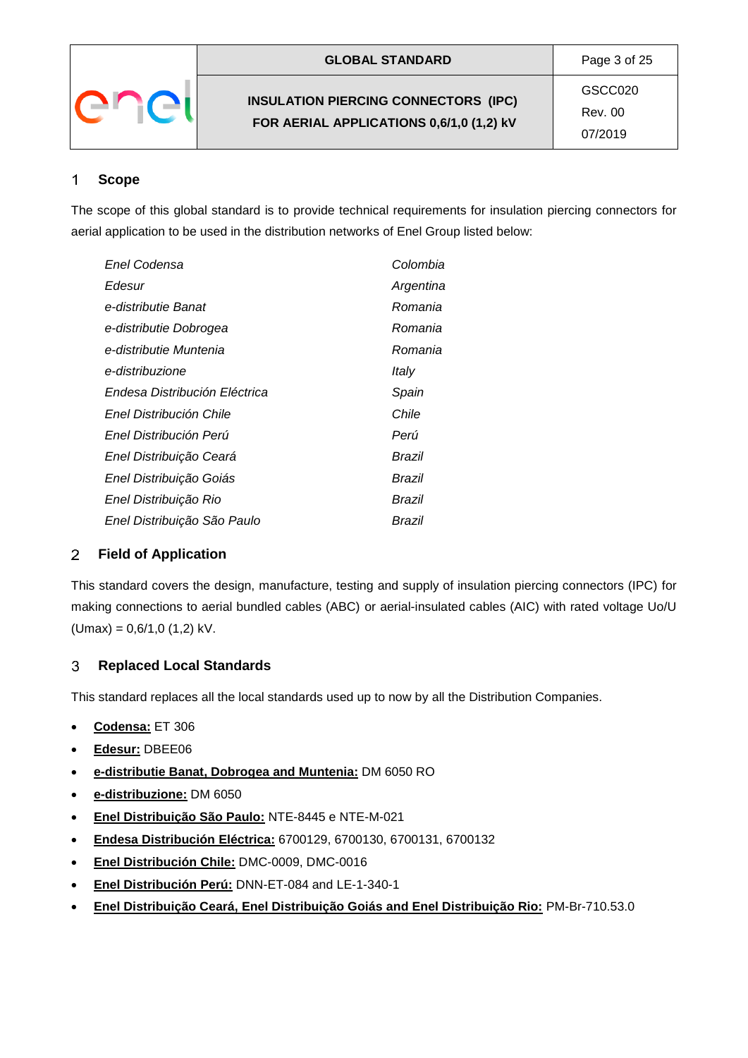## 1 Scope

The scope of this global standard is to provide technical requirements for insulation piercing connectors for aerial application to be used in the distribution networks of Enel Group listed below:

| | |
|---|---|
| *Enel Codensa* | *Colombia* |
| *Edesur* | *Argentina* |
| *e-distributie Banat* | *Romania* |
| *e-distributie Dobrogea* | *Romania* |
| *e-distributie Muntenia* | *Romania* |
| *e-distribuzione* | *Italy* |
| *Endesa Distribución Eléctrica* | *Spain* |
| *Enel Distribución Chile* | *Chile* |
| *Enel Distribución Perú* | *Perú* |
| *Enel Distribuição Ceará* | *Brazil* |
| *Enel Distribuição Goiás* | *Brazil* |
| *Enel Distribuição Rio* | *Brazil* |
| *Enel Distribuição São Paulo* | *Brazil* |

## 2 Field of Application

This standard covers the design, manufacture, testing and supply of insulation piercing connectors (IPC) for making connections to aerial bundled cables (ABC) or aerial-insulated cables (AIC) with rated voltage Uo/U (Umax) = 0,6/1,0 (1,2) kV.

## 3 Replaced Local Standards

This standard replaces all the local standards used up to now by all the Distribution Companies.

- **Codensa:** ET 306
- **Edesur:** DBEE06
- **e-distributie Banat, Dobrogea and Muntenia:** DM 6050 RO
- **e-distribuzione:** DM 6050
- **Enel Distribuição São Paulo:** NTE-8445 e NTE-M-021
- **Endesa Distribución Eléctrica:** 6700129, 6700130, 6700131, 6700132
- **Enel Distribución Chile:** DMC-0009, DMC-0016
- **Enel Distribución Perú:** DNN-ET-084 and LE-1-340-1
- **Enel Distribuição Ceará, Enel Distribuição Goiás and Enel Distribuição Rio:** PM-Br-710.53.0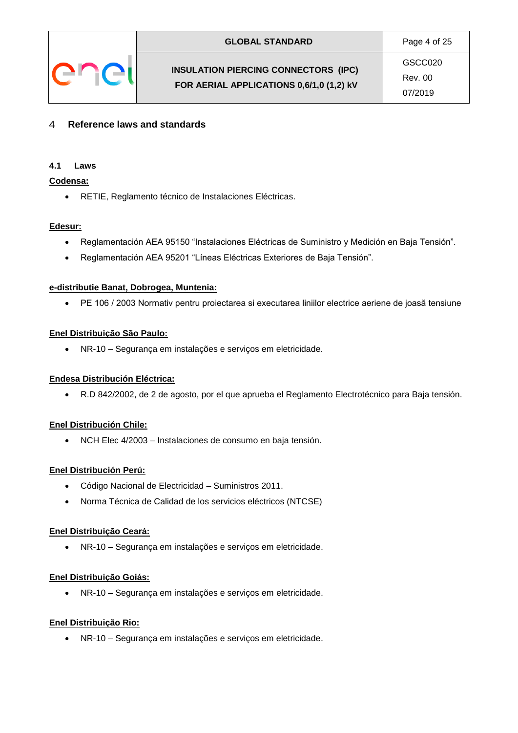# 4 Reference laws and standards

## 4.1 Laws

**Codensa:**

- RETIE, Reglamento técnico de Instalaciones Eléctricas.

**Edesur:**

- Reglamentación AEA 95150 "Instalaciones Eléctricas de Suministro y Medición en Baja Tensión".
- Reglamentación AEA 95201 "Líneas Eléctricas Exteriores de Baja Tensión".

**e-distributie Banat, Dobrogea, Muntenia:**

- PE 106 / 2003 Normativ pentru proiectarea si executarea liniilor electrice aeriene de joasă tensiune

**Enel Distribuição São Paulo:**

- NR-10 – Segurança em instalações e serviços em eletricidade.

**Endesa Distribución Eléctrica:**

- R.D 842/2002, de 2 de agosto, por el que aprueba el Reglamento Electrotécnico para Baja tensión.

**Enel Distribución Chile:**

- NCH Elec 4/2003 – Instalaciones de consumo en baja tensión.

**Enel Distribución Perú:**

- Código Nacional de Electricidad – Suministros 2011.
- Norma Técnica de Calidad de los servicios eléctricos (NTCSE)

**Enel Distribuição Ceará:**

- NR-10 – Segurança em instalações e serviços em eletricidade.

**Enel Distribuição Goiás:**

- NR-10 – Segurança em instalações e serviços em eletricidade.

**Enel Distribuição Rio:**

- NR-10 – Segurança em instalações e serviços em eletricidade.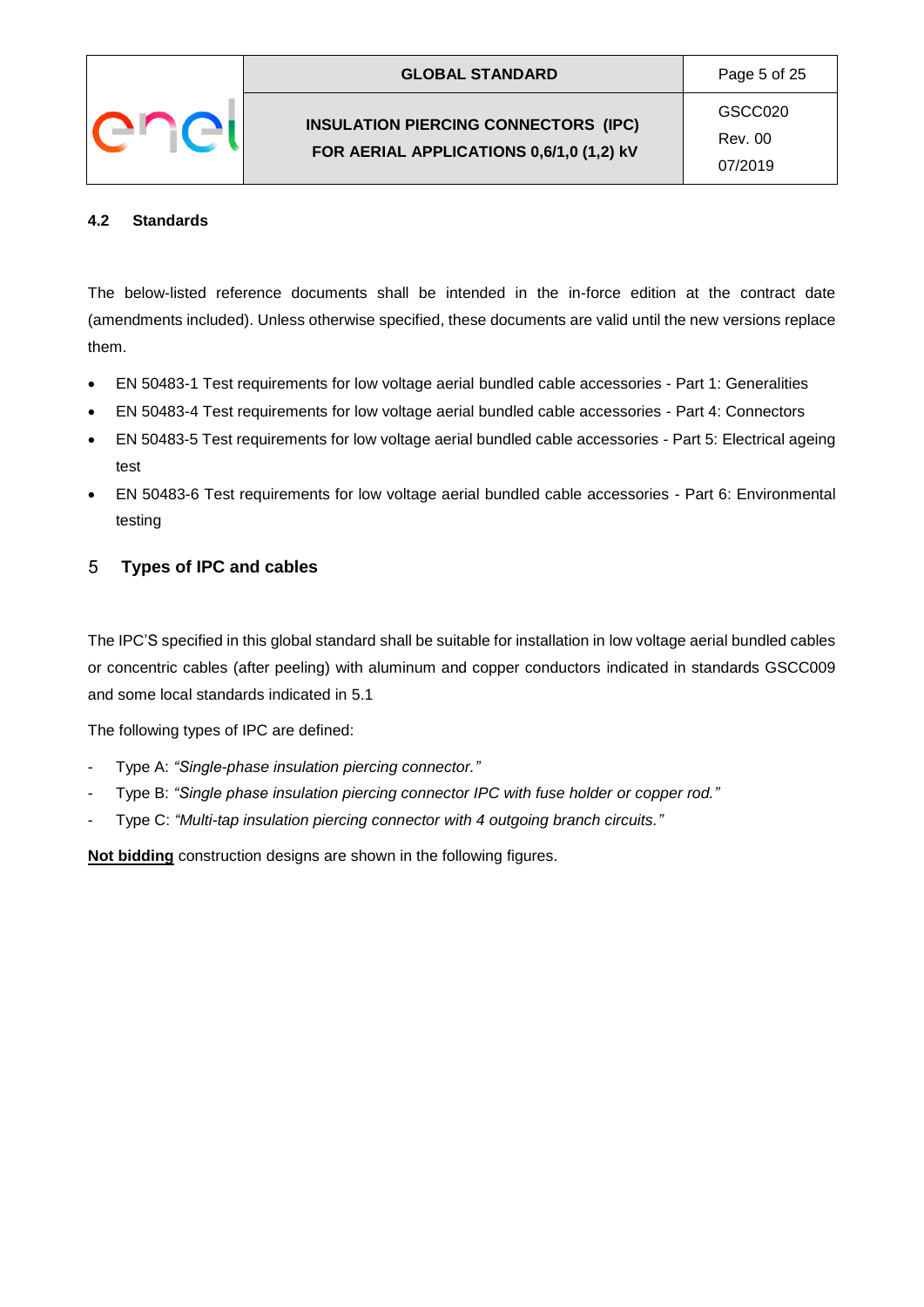### 4.2 Standards

The below-listed reference documents shall be intended in the in-force edition at the contract date (amendments included). Unless otherwise specified, these documents are valid until the new versions replace them.

- EN 50483-1 Test requirements for low voltage aerial bundled cable accessories - Part 1: Generalities
- EN 50483-4 Test requirements for low voltage aerial bundled cable accessories - Part 4: Connectors
- EN 50483-5 Test requirements for low voltage aerial bundled cable accessories - Part 5: Electrical ageing test
- EN 50483-6 Test requirements for low voltage aerial bundled cable accessories - Part 6: Environmental testing

## 5 Types of IPC and cables

The IPC'S specified in this global standard shall be suitable for installation in low voltage aerial bundled cables or concentric cables (after peeling) with aluminum and copper conductors indicated in standards GSCC009 and some local standards indicated in 5.1

The following types of IPC are defined:

- Type A: *"Single-phase insulation piercing connector."*
- Type B: *"Single phase insulation piercing connector IPC with fuse holder or copper rod."*
- Type C: *"Multi-tap insulation piercing connector with 4 outgoing branch circuits."*

**Not bidding** construction designs are shown in the following figures.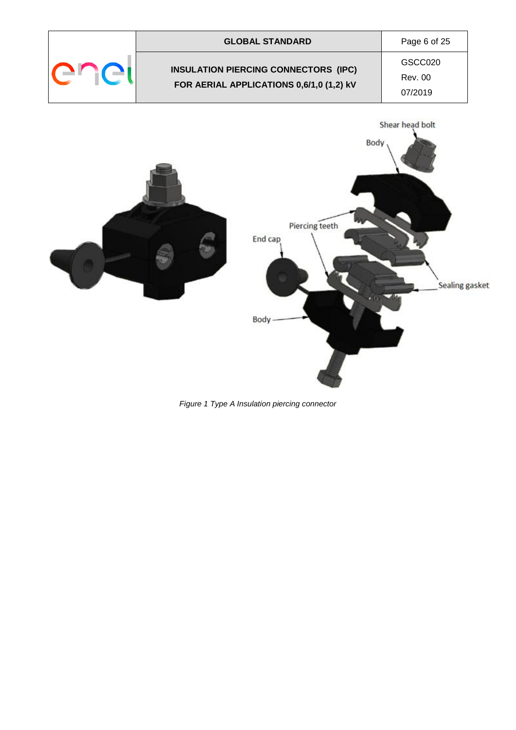*Figure 1 Type A Insulation piercing connector*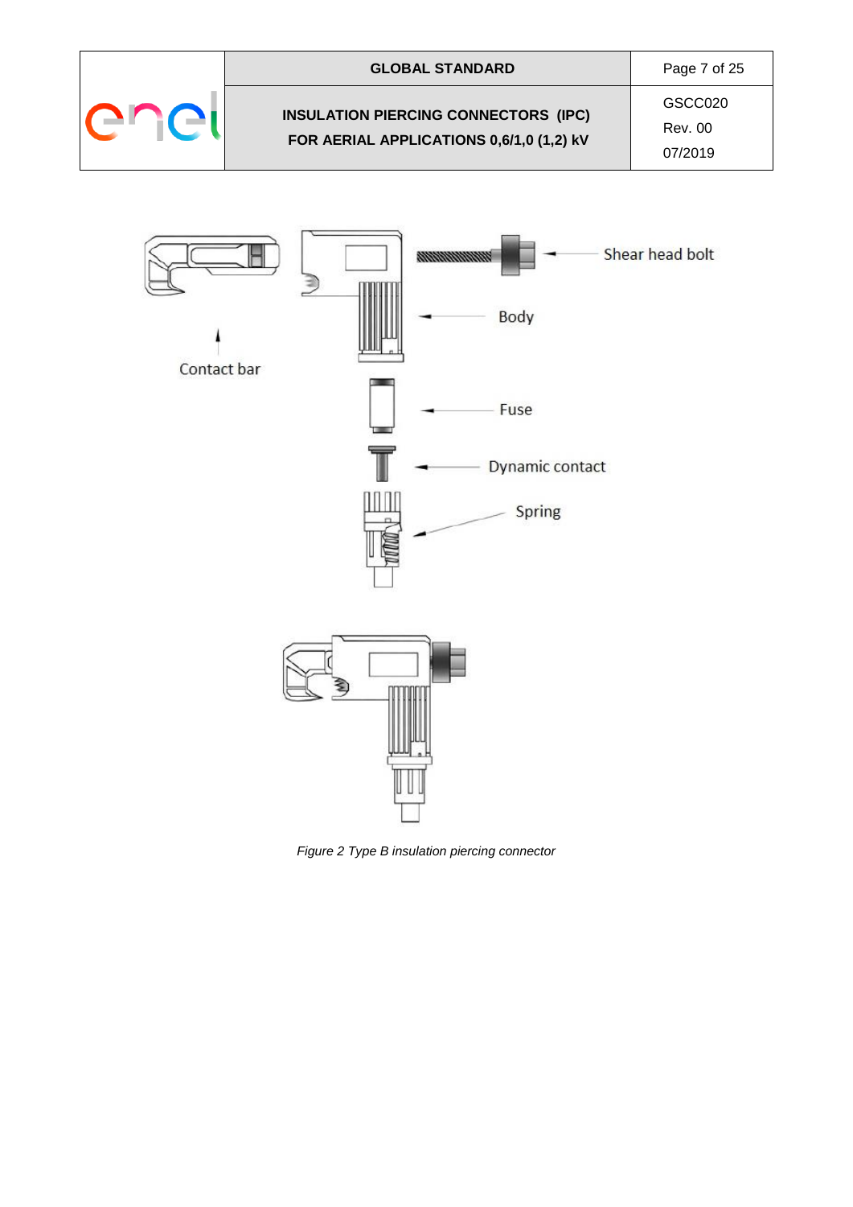*Figure 2 Type B insulation piercing connector*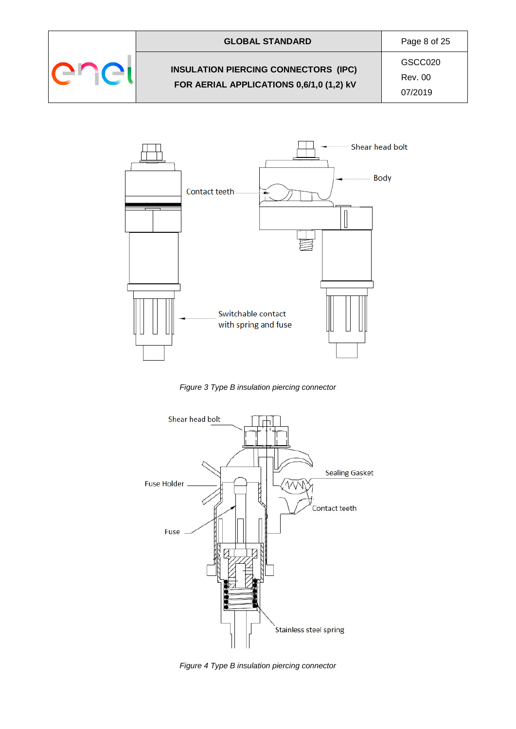Figure 3 Type B insulation piercing connector

Figure 4 Type B insulation piercing connector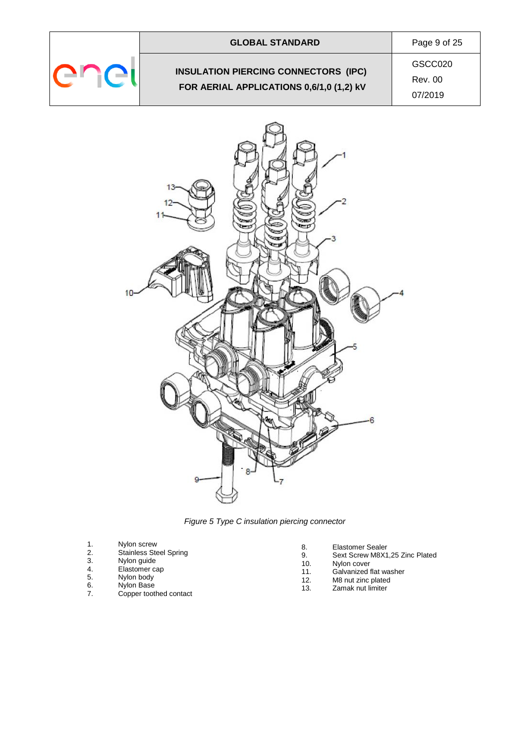*Figure 5 Type C insulation piercing connector*

1. Nylon screw
2. Stainless Steel Spring
3. Nylon guide
4. Elastomer cap
5. Nylon body
6. Nylon Base
7. Copper toothed contact
8. Elastomer Sealer
9. Sext Screw M8X1,25 Zinc Plated
10. Nylon cover
11. Galvanized flat washer
12. M8 nut zinc plated
13. Zamak nut limiter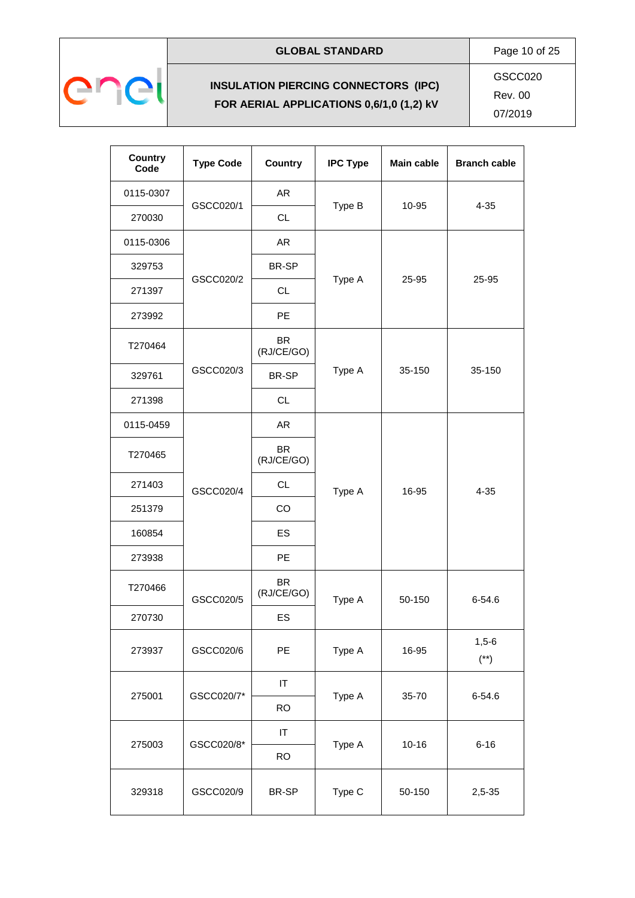| Country Code | Type Code | Country | IPC Type | Main cable | Branch cable |
|---|---|---|---|---|---|
| 0115-0307 | GSCC020/1 | AR | Type B | 10-95 | 4-35 |
| 270030 | | CL | | | |
| 0115-0306 | GSCC020/2 | AR | Type A | 25-95 | 25-95 |
| 329753 | | BR-SP | | | |
| 271397 | | CL | | | |
| 273992 | | PE | | | |
| T270464 | GSCC020/3 | BR (RJ/CE/GO) | Type A | 35-150 | 35-150 |
| 329761 | | BR-SP | | | |
| 271398 | | CL | | | |
| 0115-0459 | GSCC020/4 | AR | Type A | 16-95 | 4-35 |
| T270465 | | BR (RJ/CE/GO) | | | |
| 271403 | | CL | | | |
| 251379 | | CO | | | |
| 160854 | | ES | | | |
| 273938 | | PE | | | |
| T270466 | GSCC020/5 | BR (RJ/CE/GO) | Type A | 50-150 | 6-54.6 |
| 270730 | | ES | | | |
| 273937 | GSCC020/6 | PE | Type A | 16-95 | 1,5-6 (**) |
| 275001 | GSCC020/7* | IT | Type A | 35-70 | 6-54.6 |
| | | RO | | | |
| 275003 | GSCC020/8* | IT | Type A | 10-16 | 6-16 |
| | | RO | | | |
| 329318 | GSCC020/9 | BR-SP | Type C | 50-150 | 2,5-35 |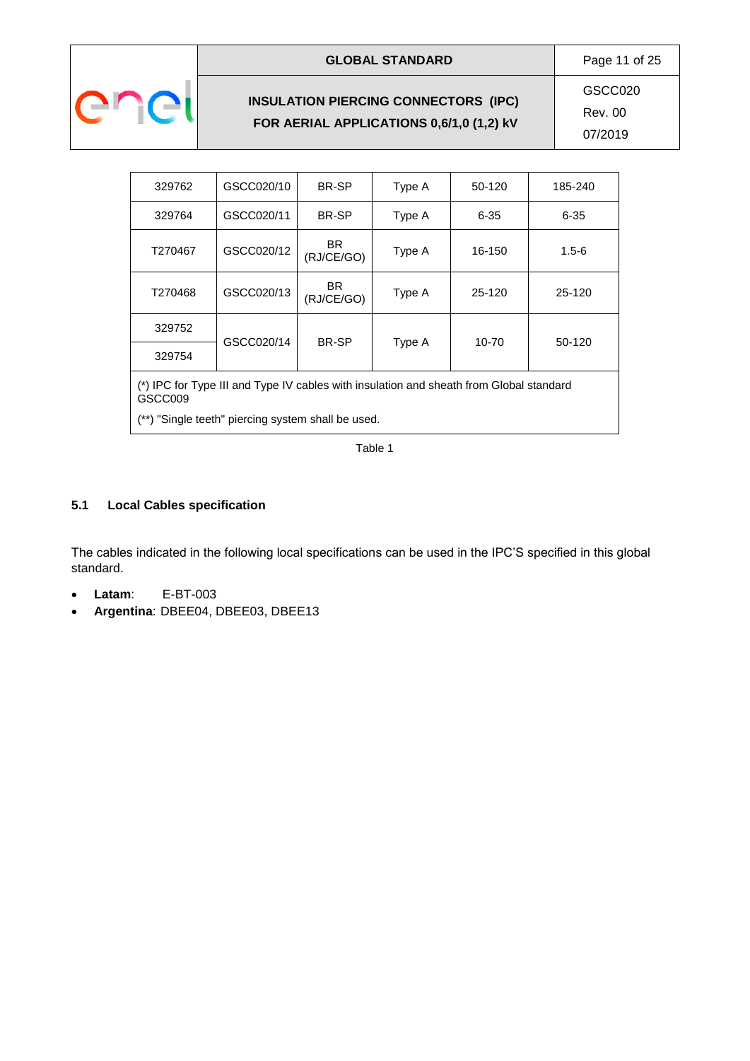| | | | | | |
|---|---|---|---|---|---|
| 329762 | GSCC020/10 | BR-SP | Type A | 50-120 | 185-240 |
| 329764 | GSCC020/11 | BR-SP | Type A | 6-35 | 6-35 |
| T270467 | GSCC020/12 | BR (RJ/CE/GO) | Type A | 16-150 | 1.5-6 |
| T270468 | GSCC020/13 | BR (RJ/CE/GO) | Type A | 25-120 | 25-120 |
| 329752 | GSCC020/14 | BR-SP | Type A | 10-70 | 50-120 |
| 329754 | | | | | |

(*) IPC for Type III and Type IV cables with insulation and sheath from Global standard GSCC009

(**) "Single teeth" piercing system shall be used.

Table 1

### 5.1 Local Cables specification

The cables indicated in the following local specifications can be used in the IPC'S specified in this global standard.

- **Latam**: E-BT-003
- **Argentina**: DBEE04, DBEE03, DBEE13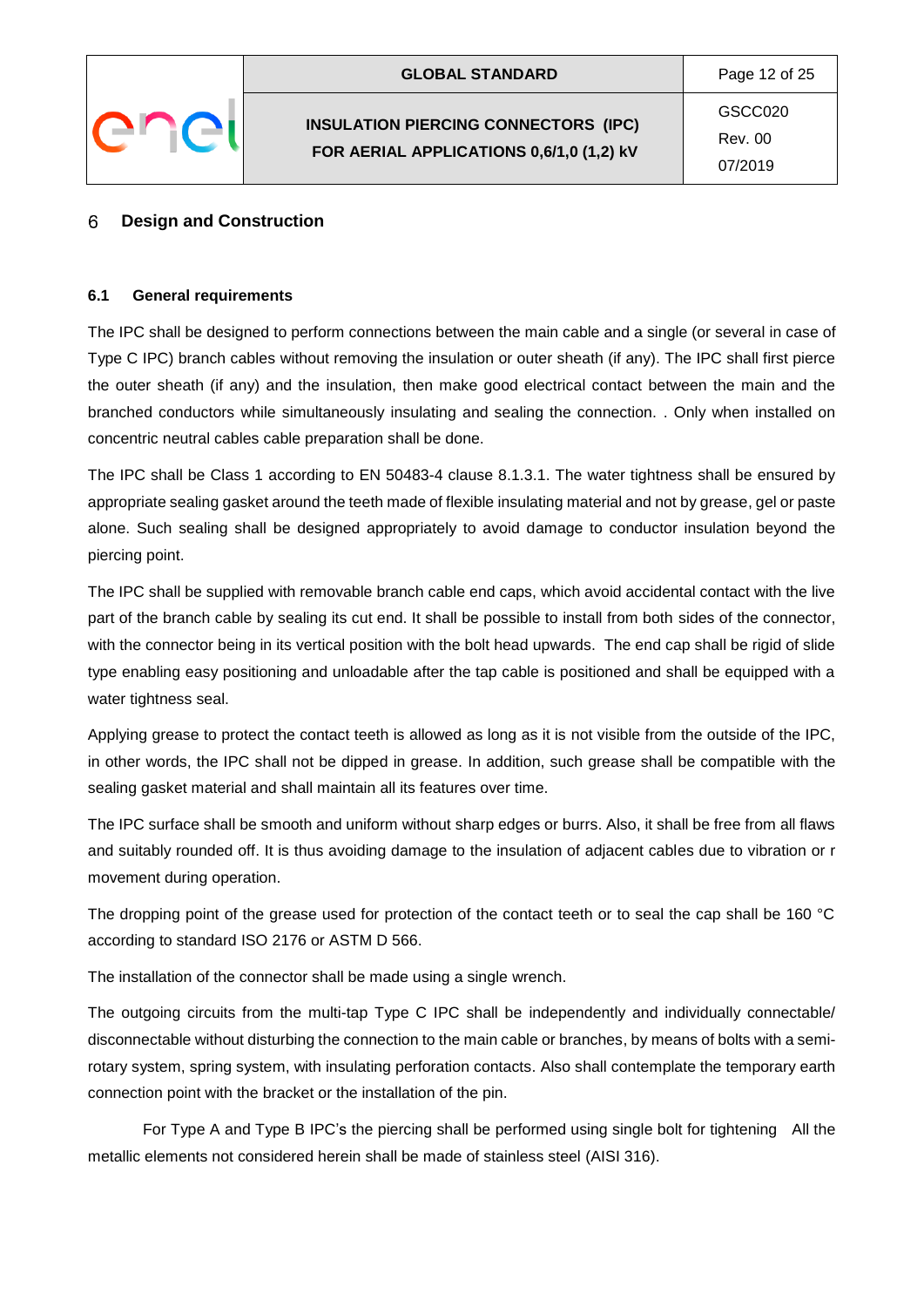# 6 Design and Construction

## 6.1 General requirements

The IPC shall be designed to perform connections between the main cable and a single (or several in case of Type C IPC) branch cables without removing the insulation or outer sheath (if any). The IPC shall first pierce the outer sheath (if any) and the insulation, then make good electrical contact between the main and the branched conductors while simultaneously insulating and sealing the connection. . Only when installed on concentric neutral cables cable preparation shall be done.

The IPC shall be Class 1 according to EN 50483-4 clause 8.1.3.1. The water tightness shall be ensured by appropriate sealing gasket around the teeth made of flexible insulating material and not by grease, gel or paste alone. Such sealing shall be designed appropriately to avoid damage to conductor insulation beyond the piercing point.

The IPC shall be supplied with removable branch cable end caps, which avoid accidental contact with the live part of the branch cable by sealing its cut end. It shall be possible to install from both sides of the connector, with the connector being in its vertical position with the bolt head upwards. The end cap shall be rigid of slide type enabling easy positioning and unloadable after the tap cable is positioned and shall be equipped with a water tightness seal.

Applying grease to protect the contact teeth is allowed as long as it is not visible from the outside of the IPC, in other words, the IPC shall not be dipped in grease. In addition, such grease shall be compatible with the sealing gasket material and shall maintain all its features over time.

The IPC surface shall be smooth and uniform without sharp edges or burrs. Also, it shall be free from all flaws and suitably rounded off. It is thus avoiding damage to the insulation of adjacent cables due to vibration or r movement during operation.

The dropping point of the grease used for protection of the contact teeth or to seal the cap shall be 160 °C according to standard ISO 2176 or ASTM D 566.

The installation of the connector shall be made using a single wrench.

The outgoing circuits from the multi-tap Type C IPC shall be independently and individually connectable/ disconnectable without disturbing the connection to the main cable or branches, by means of bolts with a semi-rotary system, spring system, with insulating perforation contacts. Also shall contemplate the temporary earth connection point with the bracket or the installation of the pin.

For Type A and Type B IPC's the piercing shall be performed using single bolt for tightening All the metallic elements not considered herein shall be made of stainless steel (AISI 316).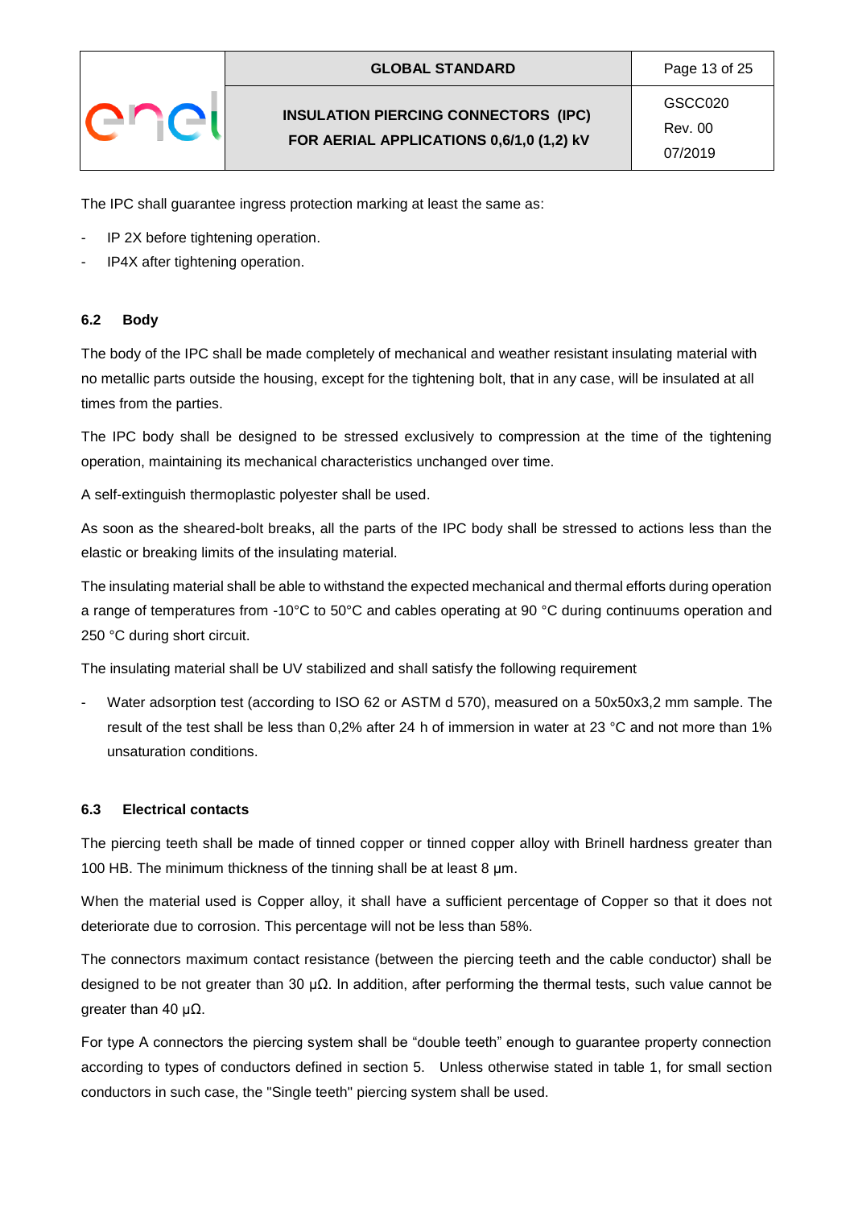The IPC shall guarantee ingress protection marking at least the same as:

- IP 2X before tightening operation.
- IP4X after tightening operation.

### 6.2 Body

The body of the IPC shall be made completely of mechanical and weather resistant insulating material with no metallic parts outside the housing, except for the tightening bolt, that in any case, will be insulated at all times from the parties.

The IPC body shall be designed to be stressed exclusively to compression at the time of the tightening operation, maintaining its mechanical characteristics unchanged over time.

A self-extinguish thermoplastic polyester shall be used.

As soon as the sheared-bolt breaks, all the parts of the IPC body shall be stressed to actions less than the elastic or breaking limits of the insulating material.

The insulating material shall be able to withstand the expected mechanical and thermal efforts during operation a range of temperatures from -10°C to 50°C and cables operating at 90 °C during continuums operation and 250 °C during short circuit.

The insulating material shall be UV stabilized and shall satisfy the following requirement

- Water adsorption test (according to ISO 62 or ASTM d 570), measured on a 50x50x3,2 mm sample. The result of the test shall be less than 0,2% after 24 h of immersion in water at 23 °C and not more than 1% unsaturation conditions.

### 6.3 Electrical contacts

The piercing teeth shall be made of tinned copper or tinned copper alloy with Brinell hardness greater than 100 HB. The minimum thickness of the tinning shall be at least 8 μm.

When the material used is Copper alloy, it shall have a sufficient percentage of Copper so that it does not deteriorate due to corrosion. This percentage will not be less than 58%.

The connectors maximum contact resistance (between the piercing teeth and the cable conductor) shall be designed to be not greater than 30 μΩ. In addition, after performing the thermal tests, such value cannot be greater than 40 μΩ.

For type A connectors the piercing system shall be "double teeth" enough to guarantee property connection according to types of conductors defined in section 5. Unless otherwise stated in table 1, for small section conductors in such case, the "Single teeth" piercing system shall be used.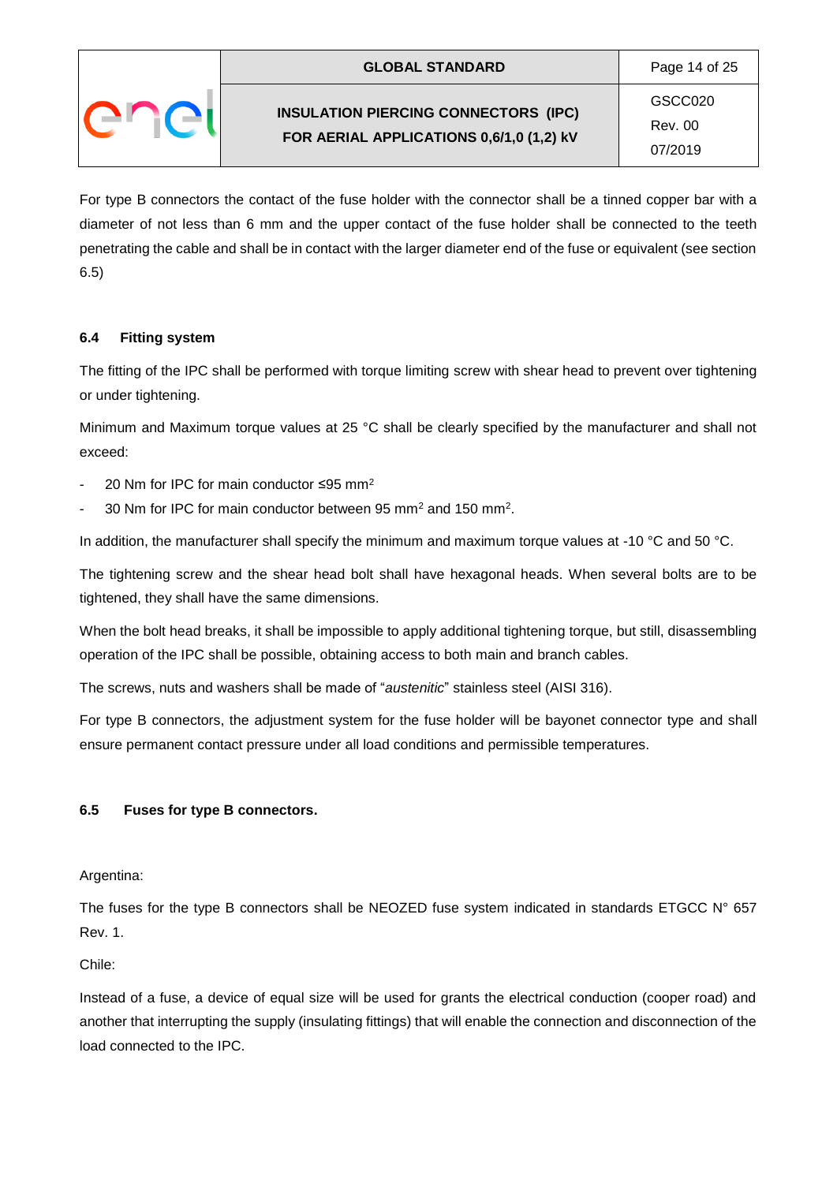For type B connectors the contact of the fuse holder with the connector shall be a tinned copper bar with a diameter of not less than 6 mm and the upper contact of the fuse holder shall be connected to the teeth penetrating the cable and shall be in contact with the larger diameter end of the fuse or equivalent (see section 6.5)

### 6.4 Fitting system

The fitting of the IPC shall be performed with torque limiting screw with shear head to prevent over tightening or under tightening.

Minimum and Maximum torque values at 25 °C shall be clearly specified by the manufacturer and shall not exceed:

- 20 Nm for IPC for main conductor ≤95 mm$^2$
- 30 Nm for IPC for main conductor between 95 mm$^2$ and 150 mm$^2$.

In addition, the manufacturer shall specify the minimum and maximum torque values at -10 °C and 50 °C.

The tightening screw and the shear head bolt shall have hexagonal heads. When several bolts are to be tightened, they shall have the same dimensions.

When the bolt head breaks, it shall be impossible to apply additional tightening torque, but still, disassembling operation of the IPC shall be possible, obtaining access to both main and branch cables.

The screws, nuts and washers shall be made of "*austenitic*" stainless steel (AISI 316).

For type B connectors, the adjustment system for the fuse holder will be bayonet connector type and shall ensure permanent contact pressure under all load conditions and permissible temperatures.

### 6.5 Fuses for type B connectors.

Argentina:

The fuses for the type B connectors shall be NEOZED fuse system indicated in standards ETGCC N° 657 Rev. 1.

Chile:

Instead of a fuse, a device of equal size will be used for grants the electrical conduction (cooper road) and another that interrupting the supply (insulating fittings) that will enable the connection and disconnection of the load connected to the IPC.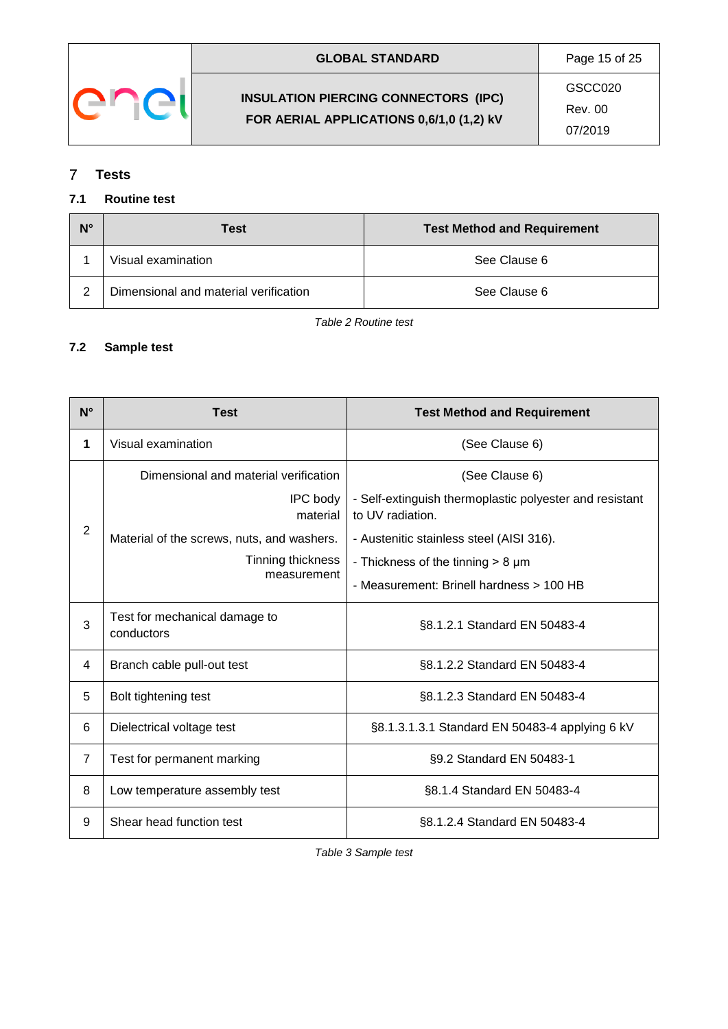# 7 Tests

## 7.1 Routine test

| N° | Test | Test Method and Requirement |
|---|---|---|
| 1 | Visual examination | See Clause 6 |
| 2 | Dimensional and material verification | See Clause 6 |

*Table 2 Routine test*

## 7.2 Sample test

| N° | Test | Test Method and Requirement |
|---|---|---|
| **1** | Visual examination | (See Clause 6) |
| 2 | Dimensional and material verification<br>IPC body material<br>Material of the screws, nuts, and washers.<br>Tinning thickness measurement | (See Clause 6)<br>- Self-extinguish thermoplastic polyester and resistant to UV radiation.<br>- Austenitic stainless steel (AISI 316).<br>- Thickness of the tinning > 8 μm<br>- Measurement: Brinell hardness > 100 HB |
| 3 | Test for mechanical damage to conductors | §8.1.2.1 Standard EN 50483-4 |
| 4 | Branch cable pull-out test | §8.1.2.2 Standard EN 50483-4 |
| 5 | Bolt tightening test | §8.1.2.3 Standard EN 50483-4 |
| 6 | Dielectrical voltage test | §8.1.3.1.3.1 Standard EN 50483-4 applying 6 kV |
| 7 | Test for permanent marking | §9.2 Standard EN 50483-1 |
| 8 | Low temperature assembly test | §8.1.4 Standard EN 50483-4 |
| 9 | Shear head function test | §8.1.2.4 Standard EN 50483-4 |

*Table 3 Sample test*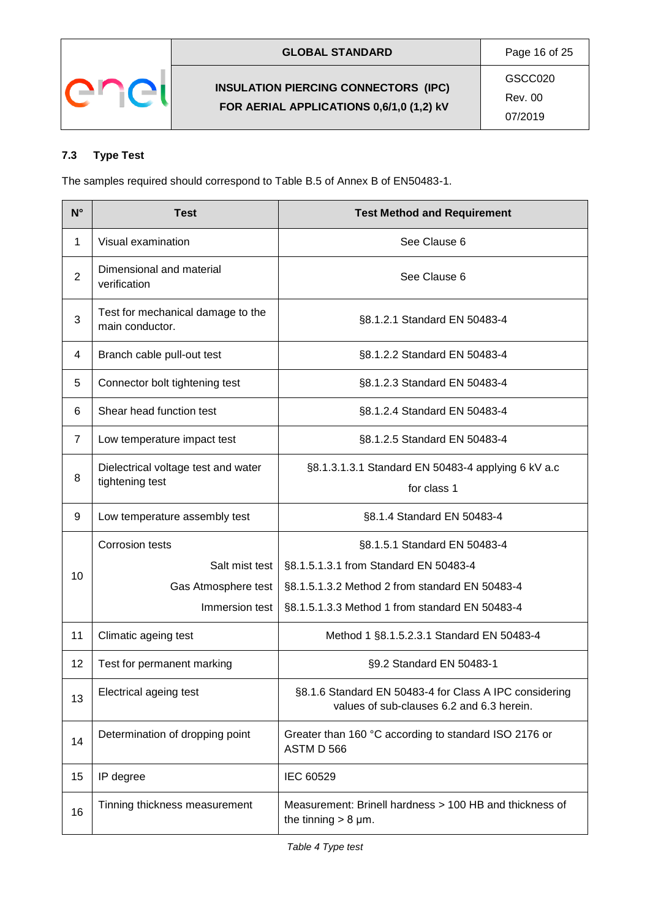### 7.3 Type Test

The samples required should correspond to Table B.5 of Annex B of EN50483-1.

| N° | Test | Test Method and Requirement |
| --- | --- | --- |
| 1 | Visual examination | See Clause 6 |
| 2 | Dimensional and material verification | See Clause 6 |
| 3 | Test for mechanical damage to the main conductor. | §8.1.2.1 Standard EN 50483-4 |
| 4 | Branch cable pull-out test | §8.1.2.2 Standard EN 50483-4 |
| 5 | Connector bolt tightening test | §8.1.2.3 Standard EN 50483-4 |
| 6 | Shear head function test | §8.1.2.4 Standard EN 50483-4 |
| 7 | Low temperature impact test | §8.1.2.5 Standard EN 50483-4 |
| 8 | Dielectrical voltage test and water tightening test | §8.1.3.1.3.1 Standard EN 50483-4 applying 6 kV a.c for class 1 |
| 9 | Low temperature assembly test | §8.1.4 Standard EN 50483-4 |
| 10 | Corrosion tests | §8.1.5.1 Standard EN 50483-4 |
| | Salt mist test | §8.1.5.1.3.1 from Standard EN 50483-4 |
| | Gas Atmosphere test | §8.1.5.1.3.2 Method 2 from standard EN 50483-4 |
| | Immersion test | §8.1.5.1.3.3 Method 1 from standard EN 50483-4 |
| 11 | Climatic ageing test | Method 1 §8.1.5.2.3.1 Standard EN 50483-4 |
| 12 | Test for permanent marking | §9.2 Standard EN 50483-1 |
| 13 | Electrical ageing test | §8.1.6 Standard EN 50483-4 for Class A IPC considering values of sub-clauses 6.2 and 6.3 herein. |
| 14 | Determination of dropping point | Greater than 160 °C according to standard ISO 2176 or ASTM D 566 |
| 15 | IP degree | IEC 60529 |
| 16 | Tinning thickness measurement | Measurement: Brinell hardness > 100 HB and thickness of the tinning > 8 μm. |

*Table 4 Type test*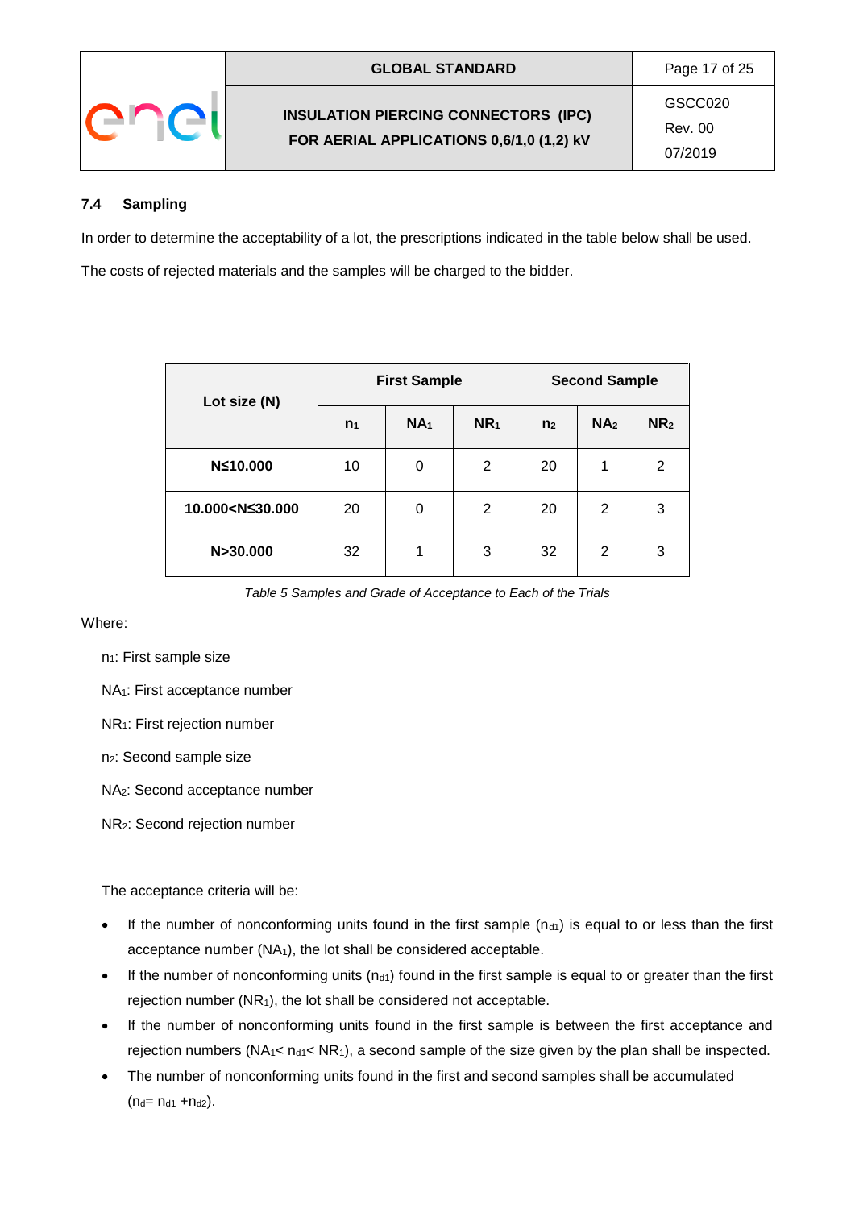### 7.4 Sampling

In order to determine the acceptability of a lot, the prescriptions indicated in the table below shall be used.

The costs of rejected materials and the samples will be charged to the bidder.

| Lot size (N) | First Sample | | | Second Sample | | |
|---|---|---|---|---|---|---|
| | $n_1$ | $NA_1$ | $NR_1$ | $n_2$ | $NA_2$ | $NR_2$ |
| **N≤10.000** | 10 | 0 | 2 | 20 | 1 | 2 |
| **10.000<N≤30.000** | 20 | 0 | 2 | 20 | 2 | 3 |
| **N>30.000** | 32 | 1 | 3 | 32 | 2 | 3 |

*Table 5 Samples and Grade of Acceptance to Each of the Trials*

Where:

$n_1$: First sample size

$NA_1$: First acceptance number

$NR_1$: First rejection number

$n_2$: Second sample size

$NA_2$: Second acceptance number

$NR_2$: Second rejection number

The acceptance criteria will be:

- If the number of nonconforming units found in the first sample ($n_{d1}$) is equal to or less than the first acceptance number ($NA_1$), the lot shall be considered acceptable.
- If the number of nonconforming units ($n_{d1}$) found in the first sample is equal to or greater than the first rejection number ($NR_1$), the lot shall be considered not acceptable.
- If the number of nonconforming units found in the first sample is between the first acceptance and rejection numbers ($NA_1 < n_{d1} < NR_1$), a second sample of the size given by the plan shall be inspected.
- The number of nonconforming units found in the first and second samples shall be accumulated ($n_d = n_{d1} + n_{d2}$).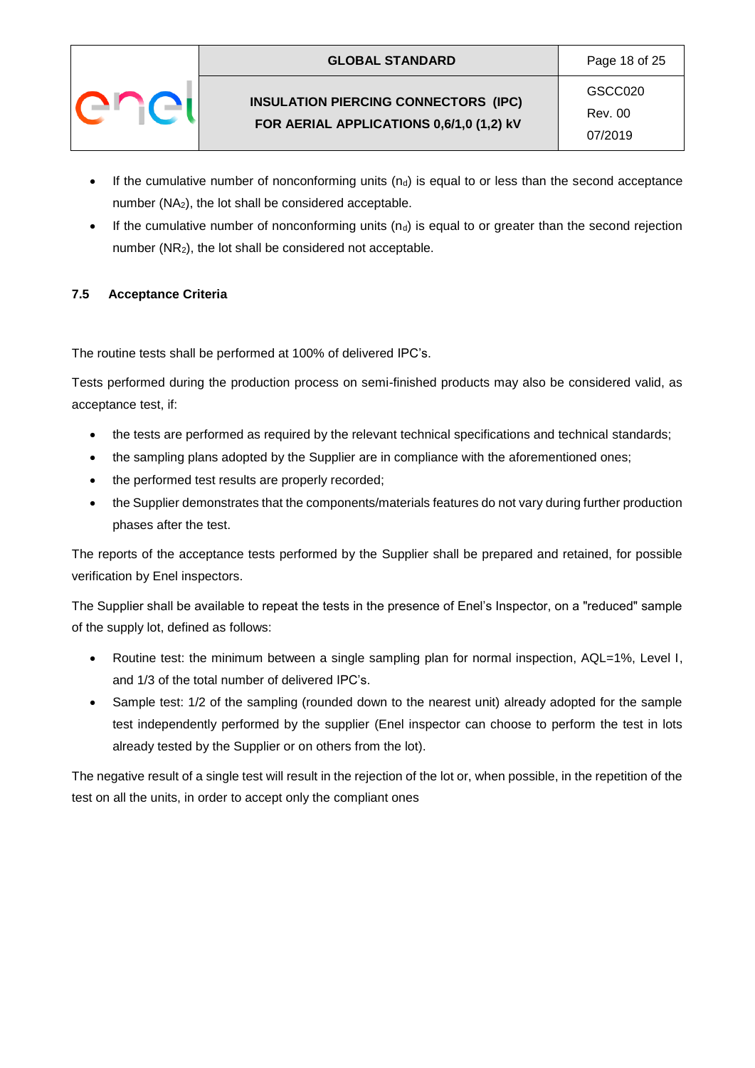- If the cumulative number of nonconforming units ($n_d$) is equal to or less than the second acceptance number ($NA_2$), the lot shall be considered acceptable.
- If the cumulative number of nonconforming units ($n_d$) is equal to or greater than the second rejection number ($NR_2$), the lot shall be considered not acceptable.

### 7.5 Acceptance Criteria

The routine tests shall be performed at 100% of delivered IPC's.

Tests performed during the production process on semi-finished products may also be considered valid, as acceptance test, if:

- the tests are performed as required by the relevant technical specifications and technical standards;
- the sampling plans adopted by the Supplier are in compliance with the aforementioned ones;
- the performed test results are properly recorded;
- the Supplier demonstrates that the components/materials features do not vary during further production phases after the test.

The reports of the acceptance tests performed by the Supplier shall be prepared and retained, for possible verification by Enel inspectors.

The Supplier shall be available to repeat the tests in the presence of Enel's Inspector, on a "reduced" sample of the supply lot, defined as follows:

- Routine test: the minimum between a single sampling plan for normal inspection, AQL=1%, Level I, and 1/3 of the total number of delivered IPC's.
- Sample test: 1/2 of the sampling (rounded down to the nearest unit) already adopted for the sample test independently performed by the supplier (Enel inspector can choose to perform the test in lots already tested by the Supplier or on others from the lot).

The negative result of a single test will result in the rejection of the lot or, when possible, in the repetition of the test on all the units, in order to accept only the compliant ones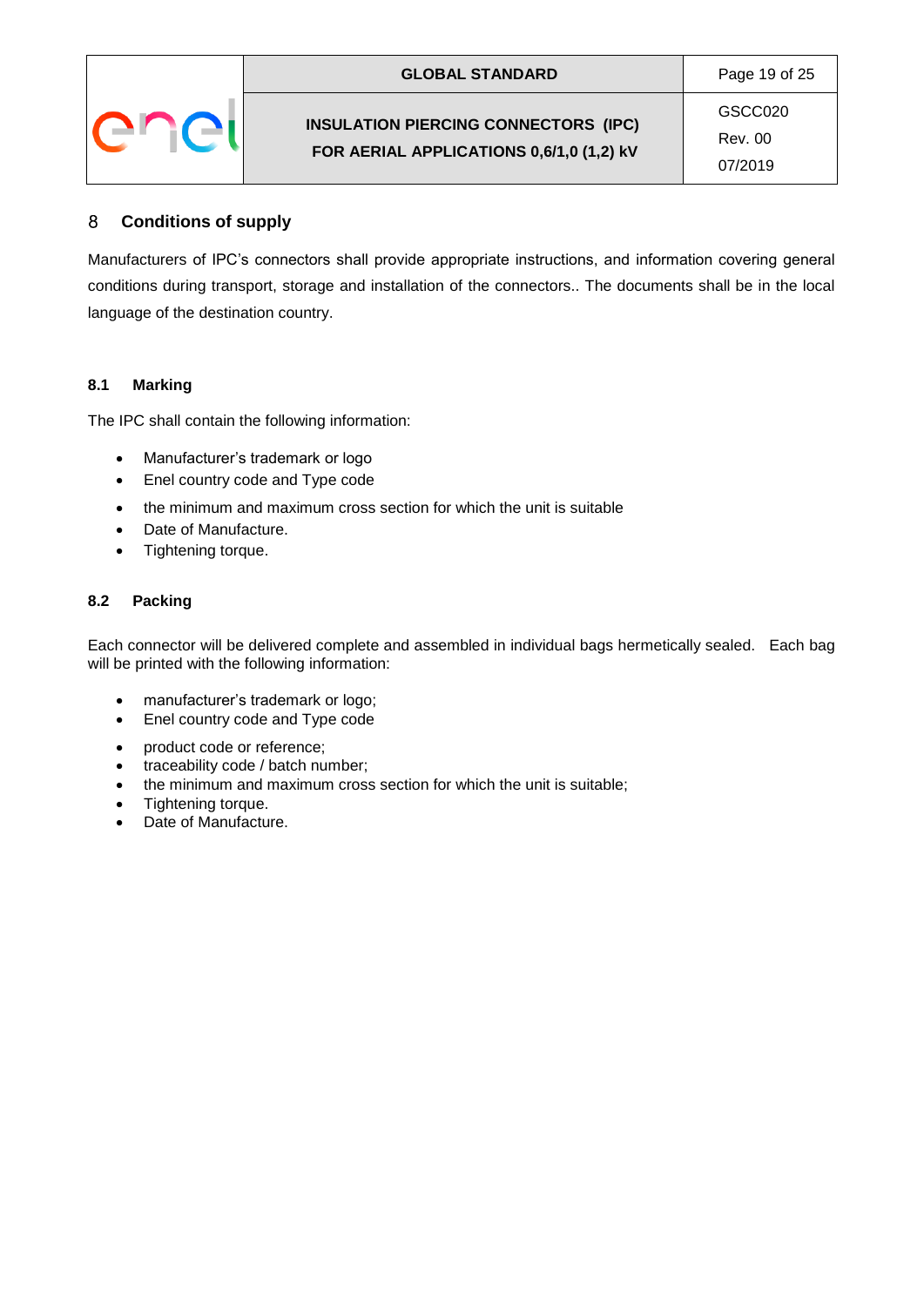## 8 Conditions of supply

Manufacturers of IPC's connectors shall provide appropriate instructions, and information covering general conditions during transport, storage and installation of the connectors.. The documents shall be in the local language of the destination country.

### 8.1 Marking

The IPC shall contain the following information:

- Manufacturer's trademark or logo
- Enel country code and Type code
- the minimum and maximum cross section for which the unit is suitable
- Date of Manufacture.
- Tightening torque.

### 8.2 Packing

Each connector will be delivered complete and assembled in individual bags hermetically sealed. Each bag will be printed with the following information:

- manufacturer's trademark or logo;
- Enel country code and Type code
- product code or reference;
- traceability code / batch number;
- the minimum and maximum cross section for which the unit is suitable;
- Tightening torque.
- Date of Manufacture.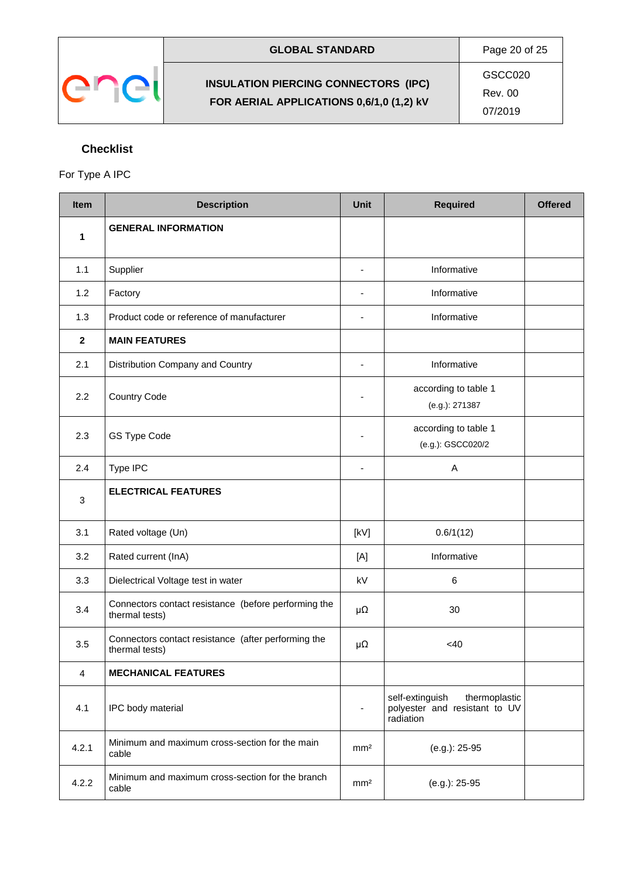### Checklist

For Type A IPC

| Item | Description | Unit | Required | Offered |
|---|---|---|---|---|
| **1** | **GENERAL INFORMATION** | | | |
| 1.1 | Supplier | - | Informative | |
| 1.2 | Factory | - | Informative | |
| 1.3 | Product code or reference of manufacturer | - | Informative | |
| **2** | **MAIN FEATURES** | | | |
| 2.1 | Distribution Company and Country | - | Informative | |
| 2.2 | Country Code | - | according to table 1 (e.g.): 271387 | |
| 2.3 | GS Type Code | - | according to table 1 (e.g.): GSCC020/2 | |
| 2.4 | Type IPC | - | A | |
| 3 | **ELECTRICAL FEATURES** | | | |
| 3.1 | Rated voltage (Un) | [kV] | 0.6/1(12) | |
| 3.2 | Rated current (InA) | [A] | Informative | |
| 3.3 | Dielectrical Voltage test in water | kV | 6 | |
| 3.4 | Connectors contact resistance (before performing the thermal tests) | μΩ | 30 | |
| 3.5 | Connectors contact resistance (after performing the thermal tests) | μΩ | <40 | |
| 4 | **MECHANICAL FEATURES** | | | |
| 4.1 | IPC body material | - | self-extinguish thermoplastic polyester and resistant to UV radiation | |
| 4.2.1 | Minimum and maximum cross-section for the main cable | $mm^2$ | (e.g.): 25-95 | |
| 4.2.2 | Minimum and maximum cross-section for the branch cable | $mm^2$ | (e.g.): 25-95 | |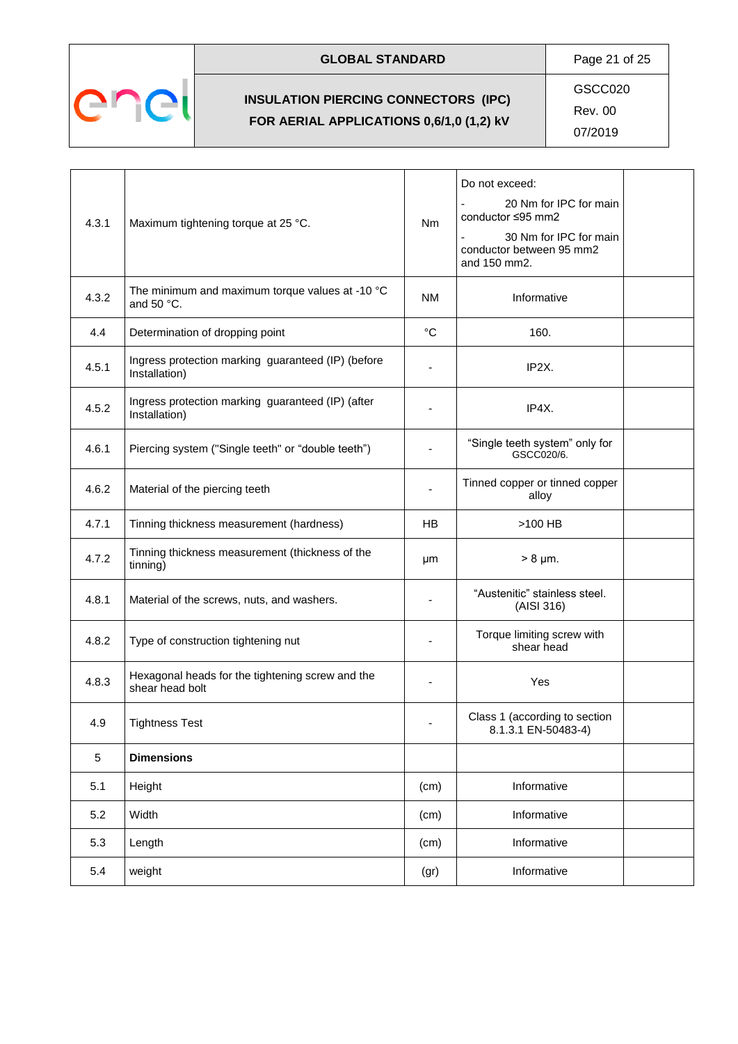| | | | | |
|---|---|---|---|---|
| 4.3.1 | Maximum tightening torque at 25 °C. | Nm | Do not exceed:<br>- 20 Nm for IPC for main conductor ≤95 mm2<br>- 30 Nm for IPC for main conductor between 95 mm2 and 150 mm2. | |
| 4.3.2 | The minimum and maximum torque values at -10 °C and 50 °C. | NM | Informative | |
| 4.4 | Determination of dropping point | °C | 160. | |
| 4.5.1 | Ingress protection marking guaranteed (IP) (before Installation) | - | IP2X. | |
| 4.5.2 | Ingress protection marking guaranteed (IP) (after Installation) | - | IP4X. | |
| 4.6.1 | Piercing system ("Single teeth" or "double teeth") | - | "Single teeth system" only for GSCC020/6. | |
| 4.6.2 | Material of the piercing teeth | - | Tinned copper or tinned copper alloy | |
| 4.7.1 | Tinning thickness measurement (hardness) | HB | >100 HB | |
| 4.7.2 | Tinning thickness measurement (thickness of the tinning) | μm | > 8 μm. | |
| 4.8.1 | Material of the screws, nuts, and washers. | - | "Austenitic" stainless steel. (AISI 316) | |
| 4.8.2 | Type of construction tightening nut | - | Torque limiting screw with shear head | |
| 4.8.3 | Hexagonal heads for the tightening screw and the shear head bolt | - | Yes | |
| 4.9 | Tightness Test | - | Class 1 (according to section 8.1.3.1 EN-50483-4) | |
| 5 | **Dimensions** | | | |
| 5.1 | Height | (cm) | Informative | |
| 5.2 | Width | (cm) | Informative | |
| 5.3 | Length | (cm) | Informative | |
| 5.4 | weight | (gr) | Informative | |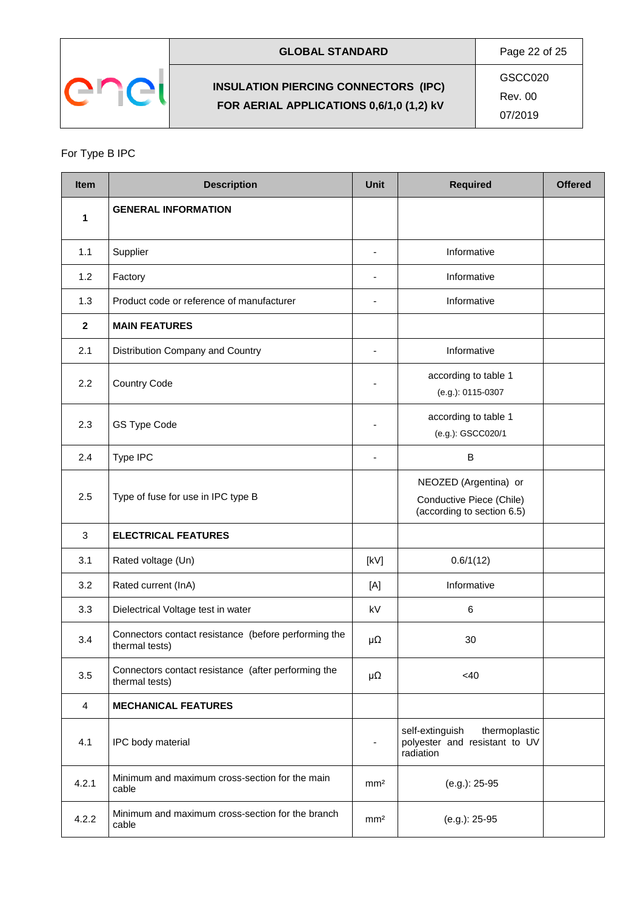For Type B IPC

| Item | Description | Unit | Required | Offered |
|---|---|---|---|---|
| **1** | **GENERAL INFORMATION** | | | |
| 1.1 | Supplier | - | Informative | |
| 1.2 | Factory | - | Informative | |
| 1.3 | Product code or reference of manufacturer | - | Informative | |
| **2** | **MAIN FEATURES** | | | |
| 2.1 | Distribution Company and Country | - | Informative | |
| 2.2 | Country Code | - | according to table 1 (e.g.): 0115-0307 | |
| 2.3 | GS Type Code | - | according to table 1 (e.g.): GSCC020/1 | |
| 2.4 | Type IPC | - | B | |
| 2.5 | Type of fuse for use in IPC type B | | NEOZED (Argentina) or Conductive Piece (Chile) (according to section 6.5) | |
| 3 | **ELECTRICAL FEATURES** | | | |
| 3.1 | Rated voltage (Un) | [kV] | 0.6/1(12) | |
| 3.2 | Rated current (InA) | [A] | Informative | |
| 3.3 | Dielectrical Voltage test in water | kV | 6 | |
| 3.4 | Connectors contact resistance (before performing the thermal tests) | μΩ | 30 | |
| 3.5 | Connectors contact resistance (after performing the thermal tests) | μΩ | <40 | |
| 4 | **MECHANICAL FEATURES** | | | |
| 4.1 | IPC body material | - | self-extinguish thermoplastic polyester and resistant to UV radiation | |
| 4.2.1 | Minimum and maximum cross-section for the main cable | mm² | (e.g.): 25-95 | |
| 4.2.2 | Minimum and maximum cross-section for the branch cable | mm² | (e.g.): 25-95 | |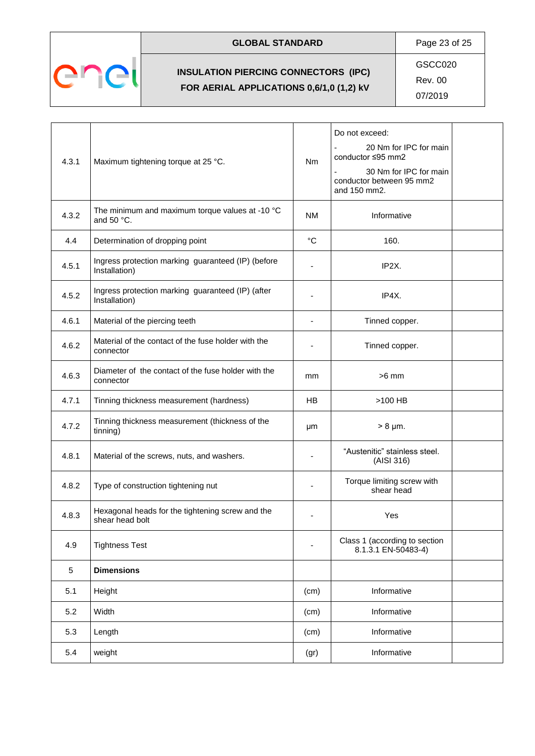| | | | | |
|---|---|---|---|---|
| 4.3.1 | Maximum tightening torque at 25 °C. | Nm | Do not exceed:<br>- 20 Nm for IPC for main conductor ≤95 mm2<br>- 30 Nm for IPC for main conductor between 95 mm2 and 150 mm2. | |
| 4.3.2 | The minimum and maximum torque values at -10 °C and 50 °C. | NM | Informative | |
| 4.4 | Determination of dropping point | °C | 160. | |
| 4.5.1 | Ingress protection marking guaranteed (IP) (before Installation) | - | IP2X. | |
| 4.5.2 | Ingress protection marking guaranteed (IP) (after Installation) | - | IP4X. | |
| 4.6.1 | Material of the piercing teeth | - | Tinned copper. | |
| 4.6.2 | Material of the contact of the fuse holder with the connector | - | Tinned copper. | |
| 4.6.3 | Diameter of the contact of the fuse holder with the connector | mm | >6 mm | |
| 4.7.1 | Tinning thickness measurement (hardness) | HB | >100 HB | |
| 4.7.2 | Tinning thickness measurement (thickness of the tinning) | μm | > 8 μm. | |
| 4.8.1 | Material of the screws, nuts, and washers. | - | "Austenitic" stainless steel. (AISI 316) | |
| 4.8.2 | Type of construction tightening nut | - | Torque limiting screw with shear head | |
| 4.8.3 | Hexagonal heads for the tightening screw and the shear head bolt | - | Yes | |
| 4.9 | Tightness Test | - | Class 1 (according to section 8.1.3.1 EN-50483-4) | |
| 5 | **Dimensions** | | | |
| 5.1 | Height | (cm) | Informative | |
| 5.2 | Width | (cm) | Informative | |
| 5.3 | Length | (cm) | Informative | |
| 5.4 | weight | (gr) | Informative | |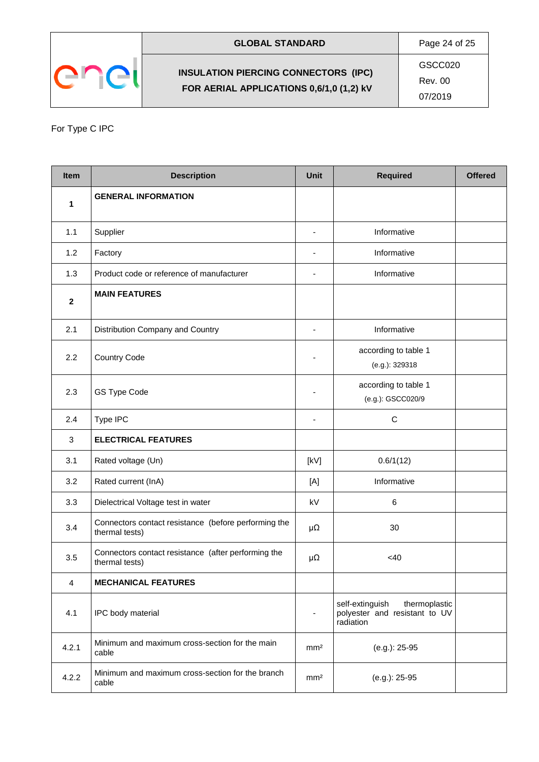For Type C IPC

| Item | Description | Unit | Required | Offered |
|---|---|---|---|---|
| **1** | **GENERAL INFORMATION** | | | |
| 1.1 | Supplier | - | Informative | |
| 1.2 | Factory | - | Informative | |
| 1.3 | Product code or reference of manufacturer | - | Informative | |
| **2** | **MAIN FEATURES** | | | |
| 2.1 | Distribution Company and Country | - | Informative | |
| 2.2 | Country Code | - | according to table 1 (e.g.): 329318 | |
| 2.3 | GS Type Code | - | according to table 1 (e.g.): GSCC020/9 | |
| 2.4 | Type IPC | - | C | |
| 3 | **ELECTRICAL FEATURES** | | | |
| 3.1 | Rated voltage (Un) | [kV] | 0.6/1(12) | |
| 3.2 | Rated current (InA) | [A] | Informative | |
| 3.3 | Dielectrical Voltage test in water | kV | 6 | |
| 3.4 | Connectors contact resistance (before performing the thermal tests) | μΩ | 30 | |
| 3.5 | Connectors contact resistance (after performing the thermal tests) | μΩ | <40 | |
| 4 | **MECHANICAL FEATURES** | | | |
| 4.1 | IPC body material | - | self-extinguish thermoplastic polyester and resistant to UV radiation | |
| 4.2.1 | Minimum and maximum cross-section for the main cable | mm² | (e.g.): 25-95 | |
| 4.2.2 | Minimum and maximum cross-section for the branch cable | mm² | (e.g.): 25-95 | |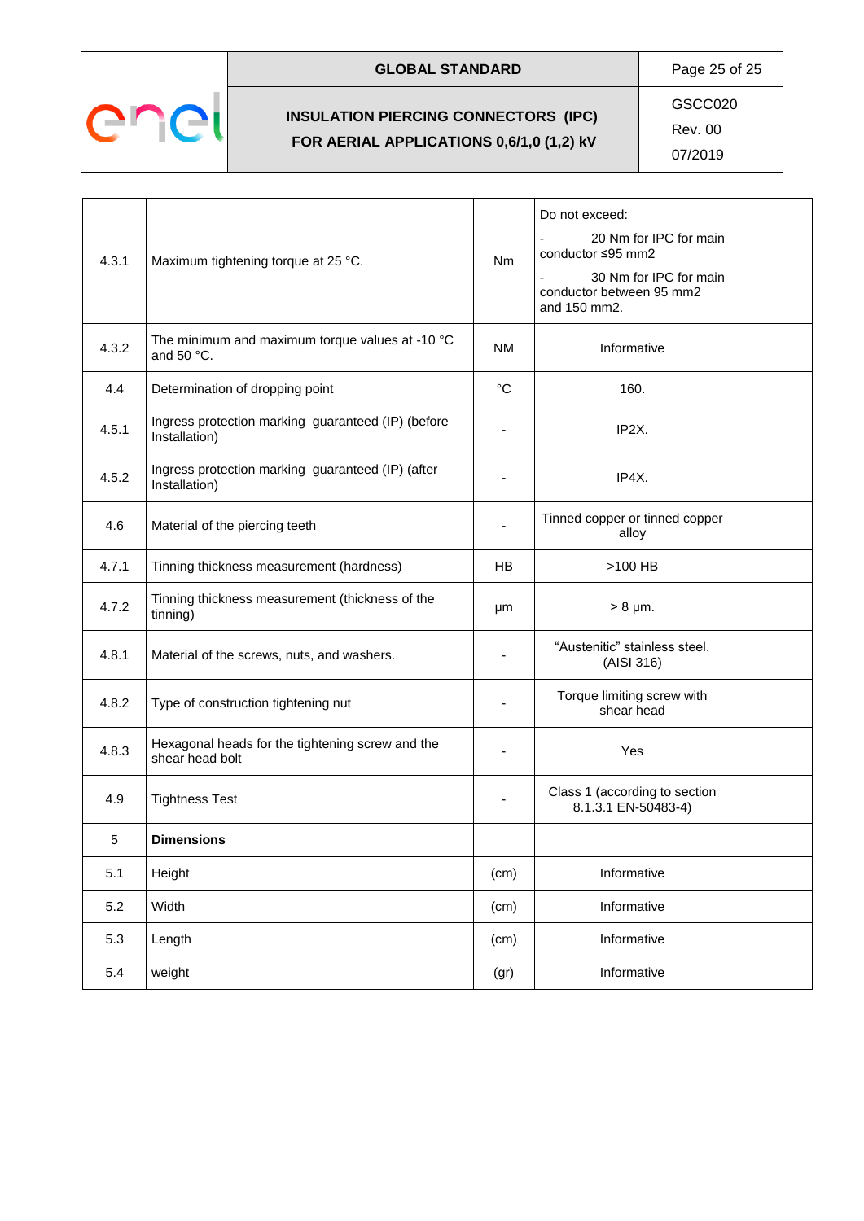| | | | | |
|---|---|---|---|---|
| 4.3.1 | Maximum tightening torque at 25 °C. | Nm | Do not exceed:<br>- 20 Nm for IPC for main conductor ≤95 mm2<br>- 30 Nm for IPC for main conductor between 95 mm2 and 150 mm2. | |
| 4.3.2 | The minimum and maximum torque values at -10 °C and 50 °C. | NM | Informative | |
| 4.4 | Determination of dropping point | °C | 160. | |
| 4.5.1 | Ingress protection marking guaranteed (IP) (before Installation) | - | IP2X. | |
| 4.5.2 | Ingress protection marking guaranteed (IP) (after Installation) | - | IP4X. | |
| 4.6 | Material of the piercing teeth | - | Tinned copper or tinned copper alloy | |
| 4.7.1 | Tinning thickness measurement (hardness) | HB | >100 HB | |
| 4.7.2 | Tinning thickness measurement (thickness of the tinning) | µm | > 8 µm. | |
| 4.8.1 | Material of the screws, nuts, and washers. | - | "Austenitic" stainless steel. (AISI 316) | |
| 4.8.2 | Type of construction tightening nut | - | Torque limiting screw with shear head | |
| 4.8.3 | Hexagonal heads for the tightening screw and the shear head bolt | - | Yes | |
| 4.9 | Tightness Test | - | Class 1 (according to section 8.1.3.1 EN-50483-4) | |
| 5 | **Dimensions** | | | |
| 5.1 | Height | (cm) | Informative | |
| 5.2 | Width | (cm) | Informative | |
| 5.3 | Length | (cm) | Informative | |
| 5.4 | weight | (gr) | Informative | |